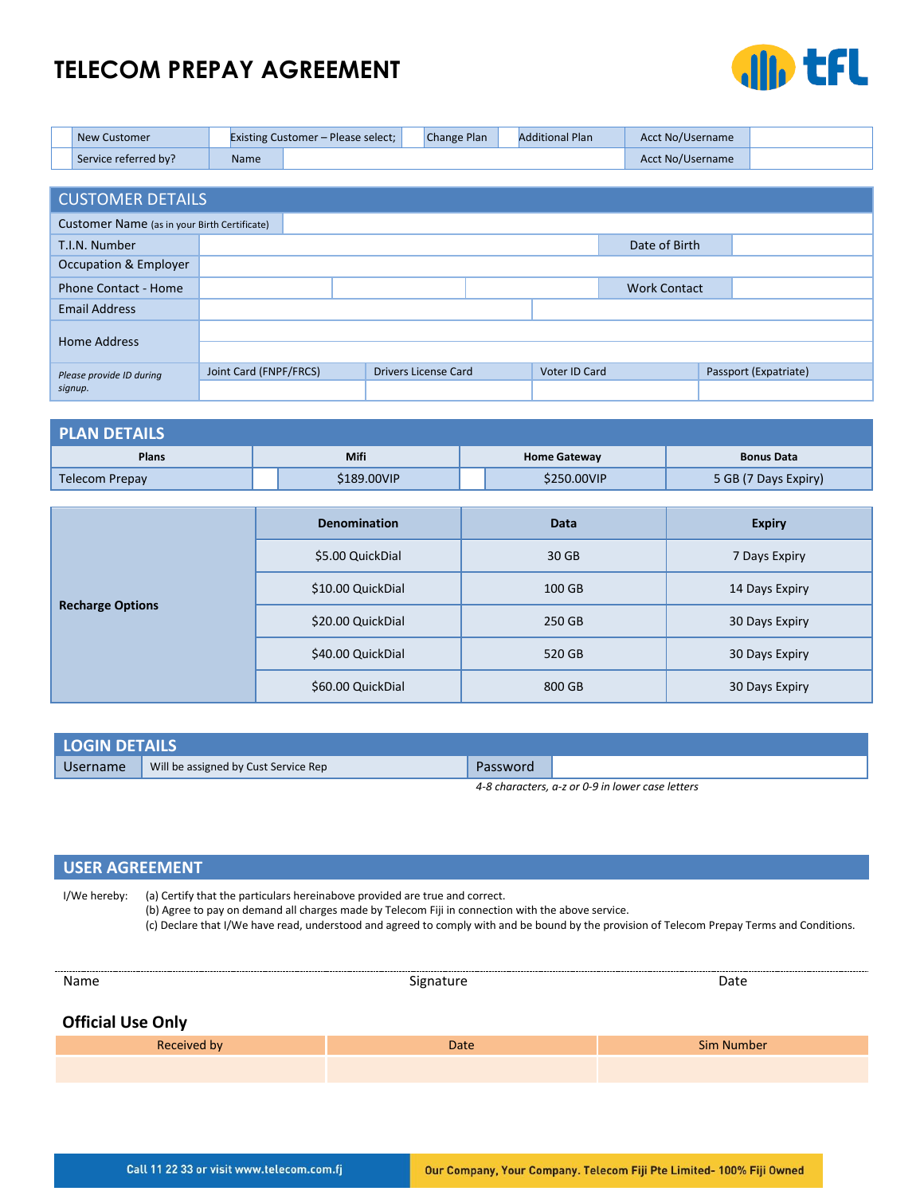# TELECOM PREPAY AGREEMENT

| | New Customer | | Existing Customer – Please select; | | Change Plan | | Additional Plan | Acct No/Username | |
|---|---|---|---|---|---|---|---|---|---|
| | Service referred by? | Name | | | | | | Acct No/Username | |

## CUSTOMER DETAILS

| | | | | | |
|---|---|---|---|---|---|
| Customer Name (as in your Birth Certificate) | | | | | |
| T.I.N. Number | | | | Date of Birth | |
| Occupation & Employer | | | | | |
| Phone Contact - Home | | | | Work Contact | |
| Email Address | | | | | |
| Home Address | | | | | |
| *Please provide ID during signup.* | Joint Card (FNPF/FRCS) | Drivers License Card | Voter ID Card | Passport (Expatriate) | |
| | | | | | |

## PLAN DETAILS

| Plans | Mifi | | Home Gateway | | Bonus Data |
|---|---|---|---|---|---|
| Telecom Prepay | | $189.00VIP | | $250.00VIP | 5 GB (7 Days Expiry) |

| | Denomination | Data | Expiry |
|---|---|---|---|
| **Recharge Options** | $5.00 QuickDial | 30 GB | 7 Days Expiry |
| | $10.00 QuickDial | 100 GB | 14 Days Expiry |
| | $20.00 QuickDial | 250 GB | 30 Days Expiry |
| | $40.00 QuickDial | 520 GB | 30 Days Expiry |
| | $60.00 QuickDial | 800 GB | 30 Days Expiry |

## LOGIN DETAILS

| Username | Will be assigned by Cust Service Rep | Password | |
|---|---|---|---|

*4-8 characters, a-z or 0-9 in lower case letters*

## USER AGREEMENT

I/We hereby:
(a) Certify that the particulars hereinabove provided are true and correct.
(b) Agree to pay on demand all charges made by Telecom Fiji in connection with the above service.
(c) Declare that I/We have read, understood and agreed to comply with and be bound by the provision of Telecom Prepay Terms and Conditions.

Name　　　　　　　　　　Signature　　　　　　　　　　Date

### Official Use Only

| Received by | Date | Sim Number |
|---|---|---|
| | | |

Call 11 22 33 or visit www.telecom.com.fj

Our Company, Your Company. Telecom Fiji Pte Limited- 100% Fiji Owned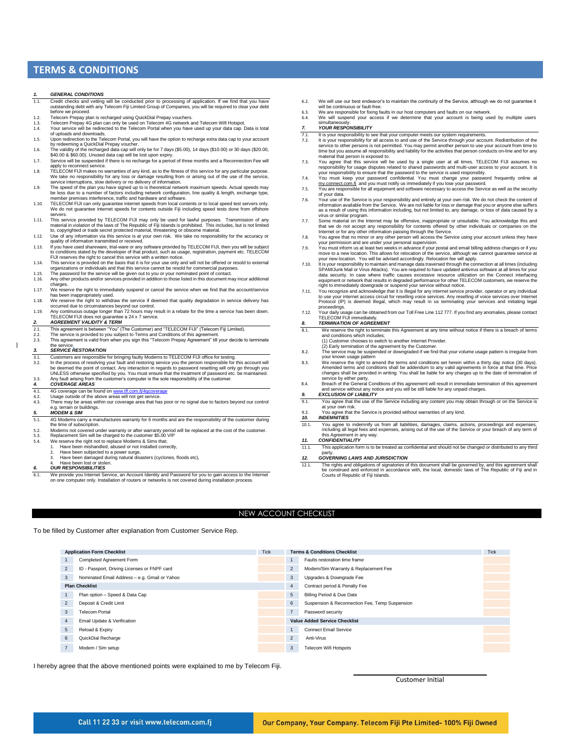# TERMS & CONDITIONS

***1. GENERAL CONDITIONS***

1.1. Credit checks and vetting will be conducted prior to processing of application. If we find that you have outstanding debt with any Telecom Fiji Limited Group of Companies, you will be required to clear your debt before we proceed.

1.2. Telecom Prepay plan is recharged using QuickDial Prepay vouchers.

1.3. Telecom Prepay 4G plan can only be used on Telecom 4G network and Telecom Wifi Hotspot.

1.4. Your service will be redirected to the Telecom Portal when you have used up your data cap. Data is total of uploads and downloads.

1.5. Upon redirection to the Telecom Portal, you will have the option to recharge extra data cap to your account by redeeming a QuickDial Prepay voucher.

1.6. The validity of the recharged data cap will only be for 7 days ($5.00), 14 days ($10.00) or 30 days ($20.00, $40.00 & $60.00). Unused data cap will be lost upon expiry.

1.7. Service will be suspended if there is no recharge for a period of three months and a Reconnection Fee will apply to reconnect service.

1.8. TELECOM FIJI makes no warranties of any kind, as to the fitness of this service for any particular purpose. We take no responsibility for any loss or damage resulting from or arising out of the use of the service, service interruptions, slow delivery or no delivery of information.

1.9. The speed of the plan you have signed up to is theoretical network maximum speeds. Actual speeds may be less due to a number of factors including network configuration, line quality & length, exchange type, member premises interference, traffic and hardware and software.

1.10. TELECOM FIJI can only guarantee internet speeds from local contents or to local speed test servers only. We do not guarantee internet speeds for contents outside Fiji including speed tests done from offshore servers.

1.11. This service provided by TELECOM FIJI may only be used for lawful purposes. Transmission of any material in violation of the laws of The Republic of Fiji Islands is prohibited. This includes, but is not limited to, copyrighted or trade secret protected material, threatening or obscene material.

1.12. Use of any information via this service is at your own risk. We take no responsibility for the accuracy or quality of information transmitted or received.

1.13. If you have used shareware, trial-ware or any software provided by TELECOM FIJI, then you will be subject to conditions stated by the developer of that product, such as usage, registration, payment etc. TELECOM FIJI reserves the right to cancel this service with a written notice.

1.14. This service is provided on the basis that it is for your use only and will not be offered or resold to external organizations or individuals and that this service cannot be resold for commercial purposes.

1.15. The password for the service will be given out to you or your nominated point of contact.

1.16. Any other products and/or services provided in addition to those listed in this document may incur additional charges.

1.17. We reserve the right to immediately suspend or cancel the service when we find that the account/service has been inappropriately used.

1.18. We reserve the right to withdraw the service if deemed that quality degradation in service delivery has occurred due to circumstances beyond our control.

1.19. Any continuous outage longer than 72 hours may result in a rebate for the time a service has been down. TELECOM FIJI does not guarantee a 24 x 7 service.

***2. AGREEMENT VALIDITY & TERM***

2.1. This agreement is between "You" (The Customer) and "TELECOM FIJI" (Telecom Fiji Limited).

2.2. The service is provided to you subject to Terms and Conditions of this agreement.

2.3. This agreement is valid from when you sign this "Telecom Prepay Agreement" till your decide to terminate the service.

***3. SERVICE RESTORATION***

3.1. Customers are responsible for bringing faulty Modems to TELECOM FIJI office for testing.

3.2. In the process of resolving your fault and restoring service you the person responsible for this account will be deemed the point of contact. Any interaction in regards to password resetting will only go through you UNLESS otherwise specified by you. You must ensure that the treatment of password etc. be maintained.

3.3. Any fault arising from the customer's computer is the sole responsibility of the customer.

***4. COVERAGE AREAS***

4.1. 4G coverage can be found on www.tfl.com.fj/4gcoverage

4.2. Usage outside of the above areas will not get service.

4.3. There may be areas within our coverage area that has poor or no signal due to factors beyond our control e.g. terrain or buildings.

***5. MODEM & SIM***

5.1. 4G Modems carry a manufactures warranty for 6 months and are the responsibility of the customer during the time of subscription.

5.2. Modems not covered under warranty or after warranty period will be replaced at the cost of the customer.

5.3. Replacement Sim will be charged to the customer $5.00 VIP

5.4. We reserve the right not to replace Modems & Sims that;
1. Have been mishandled, abused or not installed correctly,
2. Have been subjected to a power surge,
3. Have been damaged during natural disasters (cyclones, floods etc),
4. Have been lost or stolen.

***6. OUR RESPONSIBILITIES***

6.1. We provide you Internet Service, an Account Identity and Password for you to gain access to the Internet on one computer only. Installation of routers or networks is not covered during installation process.

6.2. We will use our best endeavour's to maintain the continuity of the Service, although we do not guarantee it will be continuous or fault-free.

6.3. We are responsible for fixing faults in our host computers and faults on our network.

6.4. We will suspend your access if we determine that your account is being used by multiple users simultaneously.

***7. YOUR RESPONSIBILITY***

7.1. It is your responsibility to see that your computer meets our system requirements.

7.2. It is your responsibility for all access to and use of the Service through your account. Redistribution of the service to other persons is not permitted. You may permit another person to use your account from time to time but you assume all responsibility and liability for the activities that person conducts on-line and for any material that person is exposed to.

7.3. You agree that this service will be used by a single user at all times. TELECOM FIJI assumes no responsibility for usage disputes related to shared passwords and multi-user access to your account. It is your responsibility to ensure that the password to the service is used responsibly.

7.4. You must keep your password confidential. You must change your password frequently online at my.connect.com.fj and you must notify us immediately if you lose your password.

7.5. You are responsible for all equipment and software necessary to access the Service as well as the security of your data.

7.6. Your use of the Service is your responsibility and entirely at your own risk. We do not check the content of information available from the Service. We are not liable for loss or damage that you or anyone else suffers as a result of using this information including, but not limited to, any damage, or loss of data caused by a virus or similar program.

7.7. Some material on the Internet may be offensive, inappropriate or unsuitable. You acknowledge this and that we do not accept any responsibility for contents offered by other individuals or companies on the Internet or for any other information passing through the Service.

7.8. You agree that no minor or any other person will access the Service using your account unless they have your permission and are under your personal supervision.

7.9. You must inform us at least two weeks in advance if your postal and email billing address changes or if you move to a new location. This allows for relocation of the service, although we cannot guarantee service at your new location. You will be advised accordingly. Relocation fee will apply.

7.10. It is your responsibility to maintain and manage data traversed through the connection at all times (including SPAM/Junk Mail or Virus Attacks). You are required to have updated antivirus software at all times for your data security. In case where traffic causes excessive resource utilization on the Connect interfacing equipment or network that results in degraded performance for other TELECOM customers, we reserve the right to immediately downgrade or suspend your service without notice.

7.11. You recognize and acknowledge that it is illegal for any internet service provider, operator or any individual to use your internet access circuit for reselling voice services. Any reselling of voice services over Internet Protocol (IP) is deemed illegal, which may result in us terminating your services and initiating legal proceedings.

7.12. Your daily usage can be obtained from our Toll Free Line 112 777. If you find any anomalies, please contact TELECOM FIJI immediately.

***8. TERMINATION OF AGREEMENT***

8.1. We reserve the right to terminate this Agreement at any time without notice if there is a breach of terms and conditions which includes;
(1) Customer chooses to switch to another Internet Provider.
(2) Early termination of the agreement by the Customer.

8.2. The service may be suspended or downgraded if we find that your volume usage pattern is irregular from your known usage pattern

8.3. We reserve the right to amend the terms and conditions set herein within a thirty day notice (30 days). Amended terms and conditions shall be addendum to any valid agreements in force at that time. Price changes shall be provided in writing. You shall be liable for any charges up to the date of termination of service by either party.

8.4. Breach of the General Conditions of this agreement will result in immediate termination of this agreement and service without any notice and you will be still liable for any unpaid charges.

***9. EXCLUSION OF LIABILITY***

9.1. You agree that the use of the Service including any content you may obtain through or on the Service is at your own risk.

9.2. You agree that the Service is provided without warranties of any kind.

***10. INDEMNITIES***

10.1. You agree to indemnify us from all liabilities, damages, claims, actions, proceedings and expenses, including all legal fees and expenses, arising out of the use of the Service or your breach of any term of this Agreement in any way.

***11. CONFIDENTIALITY***

11.1. This application form is to be treated as confidential and should not be changed or distributed to any third party.

***12. GOVERNING LAWS AND JURISDICTION***

12.1. The rights and obligations of signatories of this document shall be governed by, and this agreement shall be construed and enforced in accordance with, the local, domestic laws of The Republic of Fiji and in Courts of Republic of Fiji Islands.

## NEW ACCOUNT CHECKLIST

To be filled by Customer after explanation from Customer Service Rep.

| | Application Form Checklist | Tick | | Terms & Conditions Checklist | Tick |
|---|---|---|---|---|---|
| 1 | Completed Agreement Form | | 1 | Faults restoration time frame | |
| 2 | ID - Passport, Driving Licenses or FNPF card | | 2 | Modem/Sim Warranty & Replacement Fee | |
| 3 | Nominated Email Address – e.g. Gmail or Yahoo | | 3 | Upgrades & Downgrade Fee | |
| | **Plan Checklist** | | 4 | Contract period & Penalty Fee | |
| 1 | Plan option – Speed & Data Cap | | 5 | Billing Period & Due Date | |
| 2 | Deposit & Credit Limit | | 6 | Suspension & Reconnection Fee, Temp Suspension | |
| 3 | Telecom Portal | | 7 | Password security | |
| 4 | Email Update & Verification | | | **Value Added Service Checklist** | |
| 5 | Reload & Expiry | | 1 | Connect Email Service | |
| 6 | QuickDial Recharge | | 2 | Anti-Virus | |
| 7 | Modem / Sim setup | | 3 | Telecom Wifi Hotspots | |

I hereby agree that the above mentioned points were explained to me by Telecom Fiji.

Customer Initial

Call 11 22 33 or visit www.telecom.com.fj

Our Company, Your Company. Telecom Fiji Pte Limited- 100% Fiji Owned